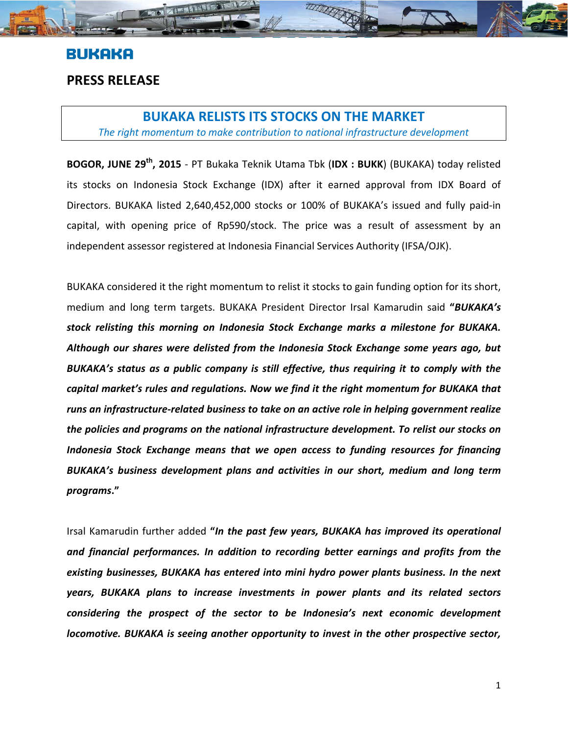**BUKAKA**

## PRESS RELEASE

# BUKAKA RELISTS ITS STOCKS ON THE MARKET

*The right momentum to make contribution to national infrastructure development*

**BOGOR, JUNE 29th, 2015** - PT Bukaka Teknik Utama Tbk (**IDX : BUKK**) (BUKAKA) today relisted its stocks on Indonesia Stock Exchange (IDX) after it earned approval from IDX Board of Directors. BUKAKA listed 2,640,452,000 stocks or 100% of BUKAKA's issued and fully paid-in capital, with opening price of Rp590/stock. The price was a result of assessment by an independent assessor registered at Indonesia Financial Services Authority (IFSA/OJK).

BUKAKA considered it the right momentum to relist it stocks to gain funding option for its short, medium and long term targets. BUKAKA President Director Irsal Kamarudin said **"*BUKAKA's stock relisting this morning on Indonesia Stock Exchange marks a milestone for BUKAKA. Although our shares were delisted from the Indonesia Stock Exchange some years ago, but BUKAKA's status as a public company is still effective, thus requiring it to comply with the capital market's rules and regulations. Now we find it the right momentum for BUKAKA that runs an infrastructure-related business to take on an active role in helping government realize the policies and programs on the national infrastructure development. To relist our stocks on Indonesia Stock Exchange means that we open access to funding resources for financing BUKAKA's business development plans and activities in our short, medium and long term programs*."**

Irsal Kamarudin further added **"*In the past few years, BUKAKA has improved its operational and financial performances. In addition to recording better earnings and profits from the existing businesses, BUKAKA has entered into mini hydro power plants business. In the next years, BUKAKA plans to increase investments in power plants and its related sectors considering the prospect of the sector to be Indonesia's next economic development locomotive. BUKAKA is seeing another opportunity to invest in the other prospective sector,***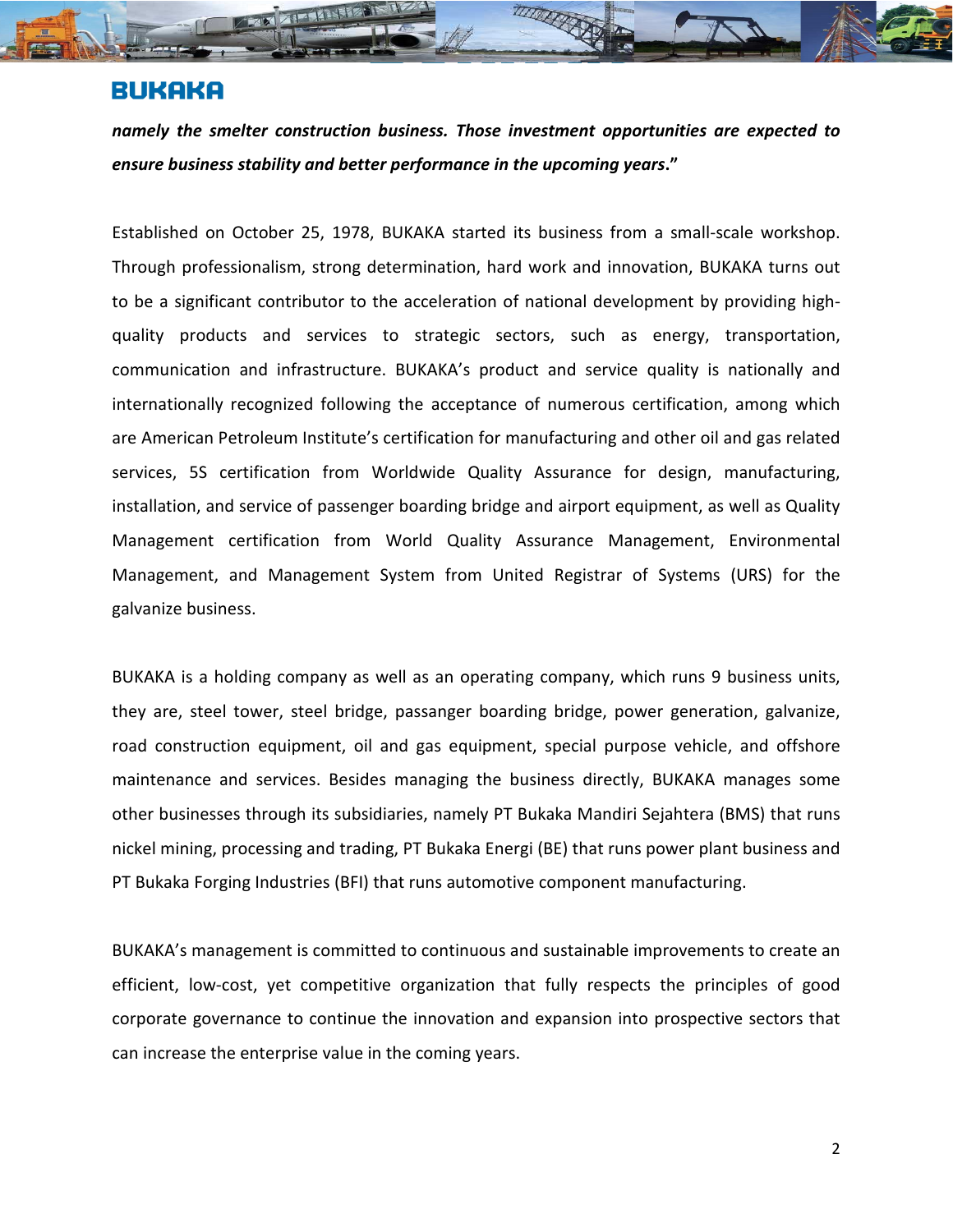***namely the smelter construction business. Those investment opportunities are expected to ensure business stability and better performance in the upcoming years*."**

Established on October 25, 1978, BUKAKA started its business from a small-scale workshop. Through professionalism, strong determination, hard work and innovation, BUKAKA turns out to be a significant contributor to the acceleration of national development by providing high-quality products and services to strategic sectors, such as energy, transportation, communication and infrastructure. BUKAKA's product and service quality is nationally and internationally recognized following the acceptance of numerous certification, among which are American Petroleum Institute's certification for manufacturing and other oil and gas related services, 5S certification from Worldwide Quality Assurance for design, manufacturing, installation, and service of passenger boarding bridge and airport equipment, as well as Quality Management certification from World Quality Assurance Management, Environmental Management, and Management System from United Registrar of Systems (URS) for the galvanize business.

BUKAKA is a holding company as well as an operating company, which runs 9 business units, they are, steel tower, steel bridge, passanger boarding bridge, power generation, galvanize, road construction equipment, oil and gas equipment, special purpose vehicle, and offshore maintenance and services. Besides managing the business directly, BUKAKA manages some other businesses through its subsidiaries, namely PT Bukaka Mandiri Sejahtera (BMS) that runs nickel mining, processing and trading, PT Bukaka Energi (BE) that runs power plant business and PT Bukaka Forging Industries (BFI) that runs automotive component manufacturing.

BUKAKA's management is committed to continuous and sustainable improvements to create an efficient, low-cost, yet competitive organization that fully respects the principles of good corporate governance to continue the innovation and expansion into prospective sectors that can increase the enterprise value in the coming years.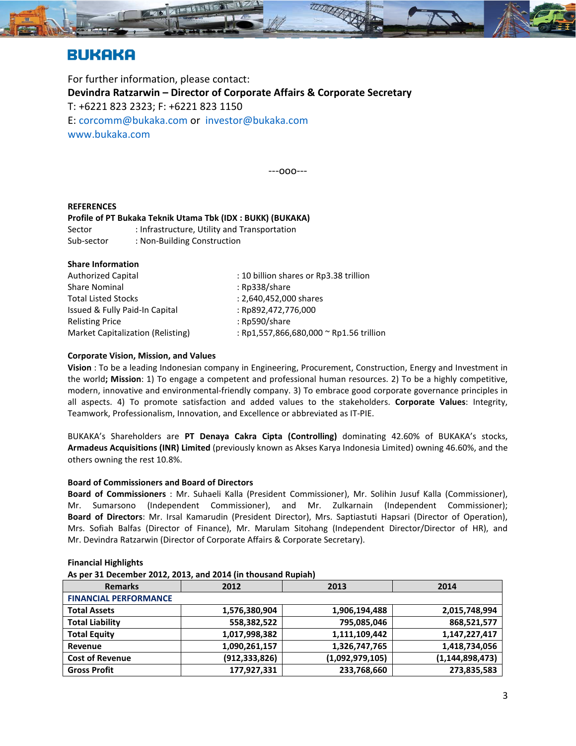**BUKAKA**

For further information, please contact:
**Devindra Ratzarwin – Director of Corporate Affairs & Corporate Secretary**
T: +6221 823 2323; F: +6221 823 1150
E: corcomm@bukaka.com or investor@bukaka.com
www.bukaka.com

---ooo---

**REFERENCES**

**Profile of PT Bukaka Teknik Utama Tbk (IDX : BUKK) (BUKAKA)**

Sector : Infrastructure, Utility and Transportation
Sub-sector : Non-Building Construction

**Share Information**

Authorized Capital : 10 billion shares or Rp3.38 trillion
Share Nominal : Rp338/share
Total Listed Stocks : 2,640,452,000 shares
Issued & Fully Paid-In Capital : Rp892,472,776,000
Relisting Price : Rp590/share
Market Capitalization (Relisting) : Rp1,557,866,680,000 ~ Rp1.56 trillion

**Corporate Vision, Mission, and Values**

**Vision** : To be a leading Indonesian company in Engineering, Procurement, Construction, Energy and Investment in the world**; Mission**: 1) To engage a competent and professional human resources. 2) To be a highly competitive, modern, innovative and environmental-friendly company. 3) To embrace good corporate governance principles in all aspects. 4) To promote satisfaction and added values to the stakeholders. **Corporate Values**: Integrity, Teamwork, Professionalism, Innovation, and Excellence or abbreviated as IT-PIE.

BUKAKA's Shareholders are **PT Denaya Cakra Cipta (Controlling)** dominating 42.60% of BUKAKA's stocks, **Armadeus Acquisitions (INR) Limited** (previously known as Akses Karya Indonesia Limited) owning 46.60%, and the others owning the rest 10.8%.

**Board of Commissioners and Board of Directors**

**Board of Commissioners** : Mr. Suhaeli Kalla (President Commissioner), Mr. Solihin Jusuf Kalla (Commissioner), Mr. Sumarsono (Independent Commissioner), and Mr. Zulkarnain (Independent Commissioner); **Board of Directors**: Mr. Irsal Kamarudin (President Director), Mrs. Saptiastuti Hapsari (Director of Operation), Mrs. Sofiah Balfas (Director of Finance), Mr. Marulam Sitohang (Independent Director/Director of HR), and Mr. Devindra Ratzarwin (Director of Corporate Affairs & Corporate Secretary).

**Financial Highlights**
**As per 31 December 2012, 2013, and 2014 (in thousand Rupiah)**

| Remarks | 2012 | 2013 | 2014 |
|---|---|---|---|
| **FINANCIAL PERFORMANCE** | | | |
| **Total Assets** | **1,576,380,904** | **1,906,194,488** | **2,015,748,994** |
| **Total Liability** | **558,382,522** | **795,085,046** | **868,521,577** |
| **Total Equity** | **1,017,998,382** | **1,111,109,442** | **1,147,227,417** |
| **Revenue** | **1,090,261,157** | **1,326,747,765** | **1,418,734,056** |
| **Cost of Revenue** | **(912,333,826)** | **(1,092,979,105)** | **(1,144,898,473)** |
| **Gross Profit** | **177,927,331** | **233,768,660** | **273,835,583** |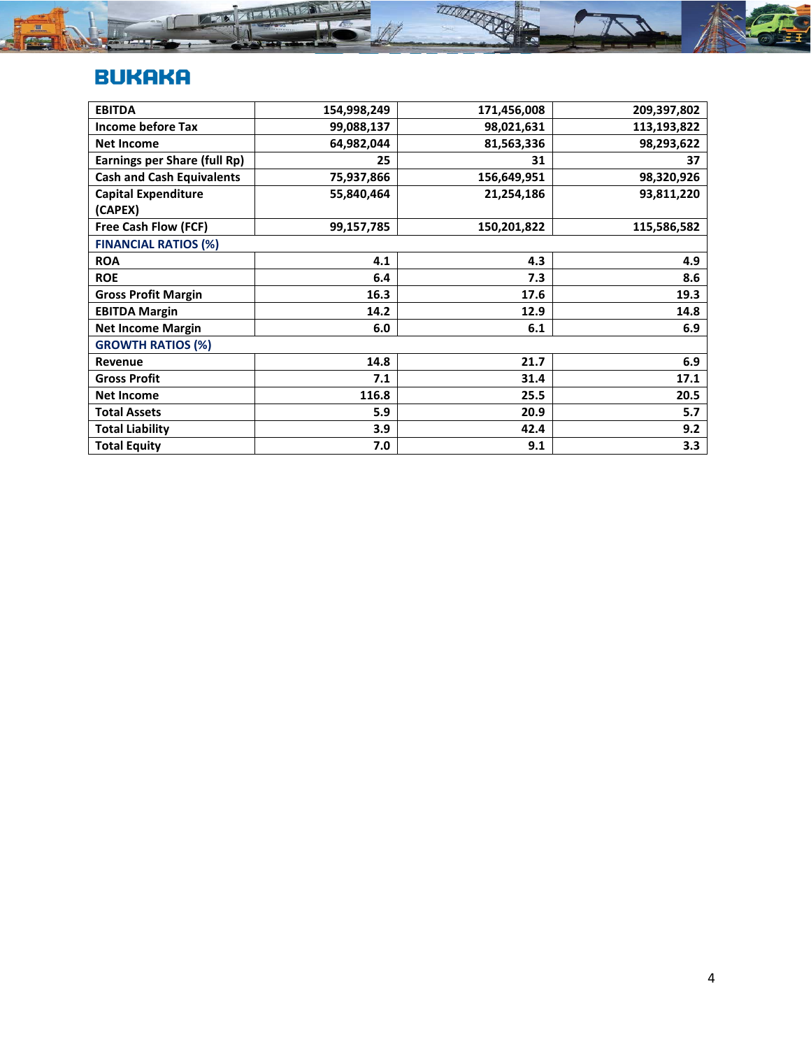| | | | |
|---|---|---|---|
| **EBITDA** | **154,998,249** | **171,456,008** | **209,397,802** |
| **Income before Tax** | **99,088,137** | **98,021,631** | **113,193,822** |
| **Net Income** | **64,982,044** | **81,563,336** | **98,293,622** |
| **Earnings per Share (full Rp)** | **25** | **31** | **37** |
| **Cash and Cash Equivalents** | **75,937,866** | **156,649,951** | **98,320,926** |
| **Capital Expenditure (CAPEX)** | **55,840,464** | **21,254,186** | **93,811,220** |
| **Free Cash Flow (FCF)** | **99,157,785** | **150,201,822** | **115,586,582** |
| **FINANCIAL RATIOS (%)** | | | |
| **ROA** | **4.1** | **4.3** | **4.9** |
| **ROE** | **6.4** | **7.3** | **8.6** |
| **Gross Profit Margin** | **16.3** | **17.6** | **19.3** |
| **EBITDA Margin** | **14.2** | **12.9** | **14.8** |
| **Net Income Margin** | **6.0** | **6.1** | **6.9** |
| **GROWTH RATIOS (%)** | | | |
| **Revenue** | **14.8** | **21.7** | **6.9** |
| **Gross Profit** | **7.1** | **31.4** | **17.1** |
| **Net Income** | **116.8** | **25.5** | **20.5** |
| **Total Assets** | **5.9** | **20.9** | **5.7** |
| **Total Liability** | **3.9** | **42.4** | **9.2** |
| **Total Equity** | **7.0** | **9.1** | **3.3** |